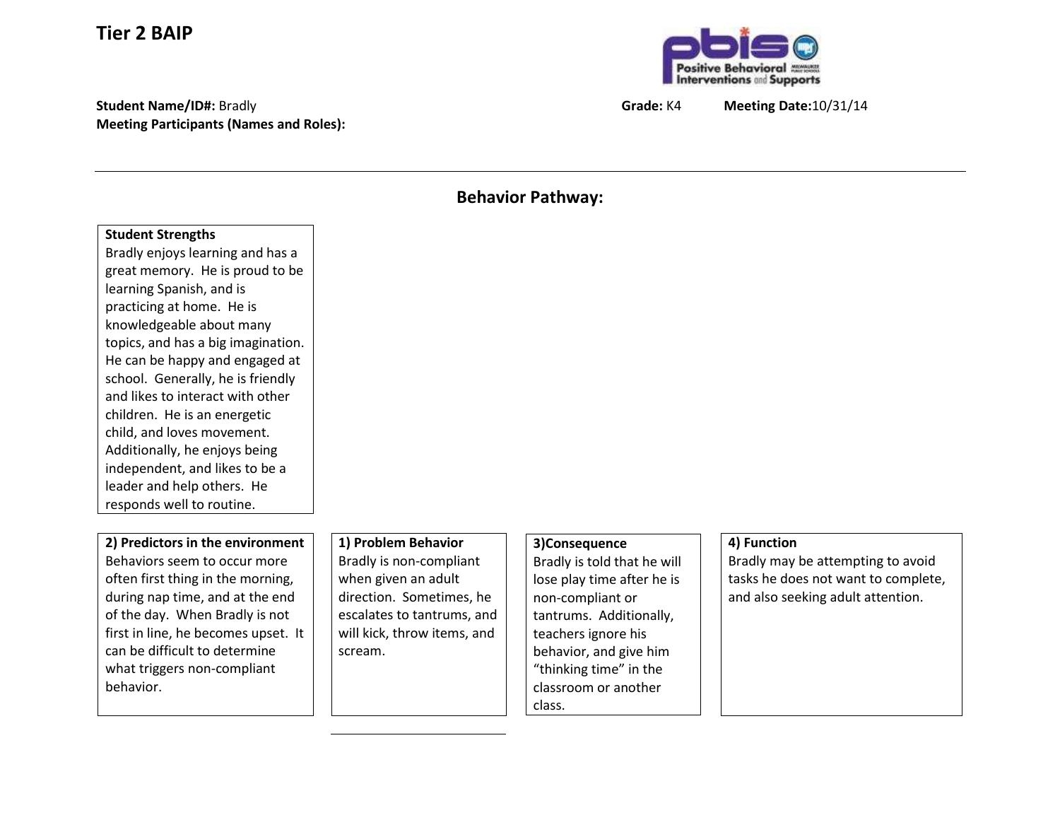# Tier 2 BAIP

**Student Name/ID#:** Bradly **Grade:** K4 **Meeting Date:** 10/31/14
**Meeting Participants (Names and Roles):**

---

## Behavior Pathway:

**Student Strengths**
Bradly enjoys learning and has a great memory. He is proud to be learning Spanish, and is practicing at home. He is knowledgeable about many topics, and has a big imagination. He can be happy and engaged at school. Generally, he is friendly and likes to interact with other children. He is an energetic child, and loves movement. Additionally, he enjoys being independent, and likes to be a leader and help others. He responds well to routine.

| 2) Predictors in the environment | 1) Problem Behavior | 3)Consequence | 4) Function |
|---|---|---|---|
| Behaviors seem to occur more often first thing in the morning, during nap time, and at the end of the day. When Bradly is not first in line, he becomes upset. It can be difficult to determine what triggers non-compliant behavior. | Bradly is non-compliant when given an adult direction. Sometimes, he escalates to tantrums, and will kick, throw items, and scream. | Bradly is told that he will lose play time after he is non-compliant or tantrums. Additionally, teachers ignore his behavior, and give him "thinking time" in the classroom or another class. | Bradly may be attempting to avoid tasks he does not want to complete, and also seeking adult attention. |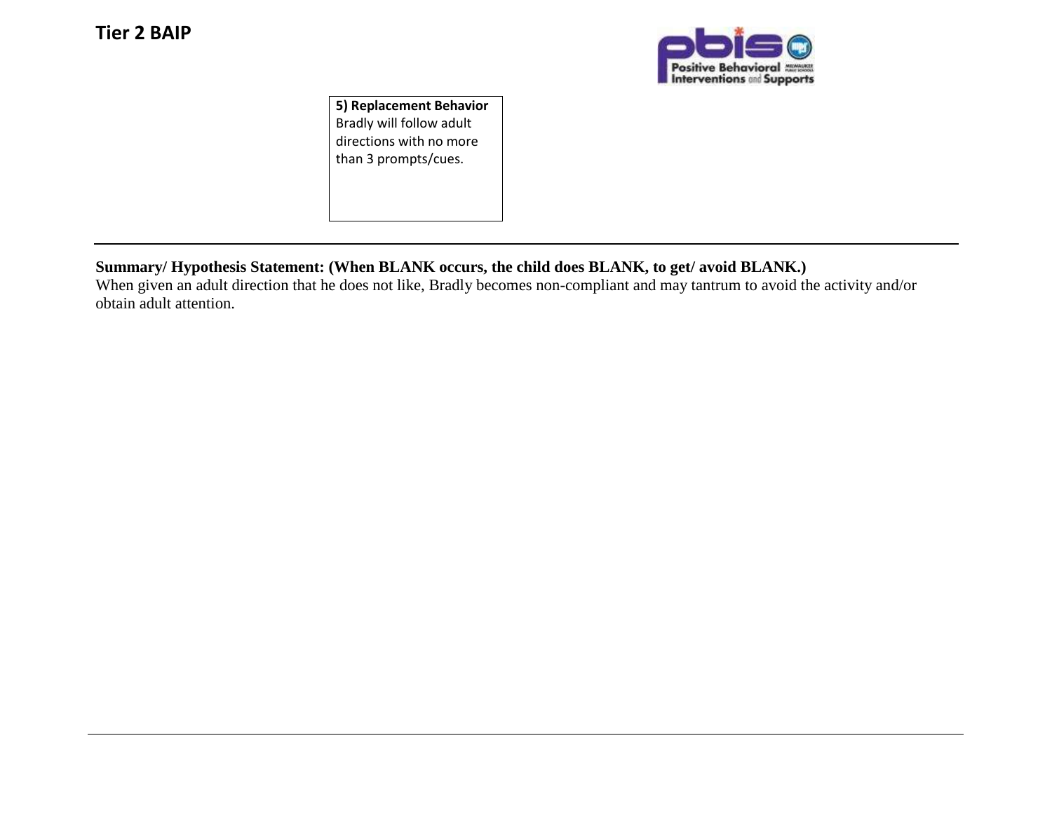**5) Replacement Behavior**
Bradly will follow adult directions with no more than 3 prompts/cues.

---

**Summary/ Hypothesis Statement: (When BLANK occurs, the child does BLANK, to get/ avoid BLANK.)**

When given an adult direction that he does not like, Bradly becomes non-compliant and may tantrum to avoid the activity and/or obtain adult attention.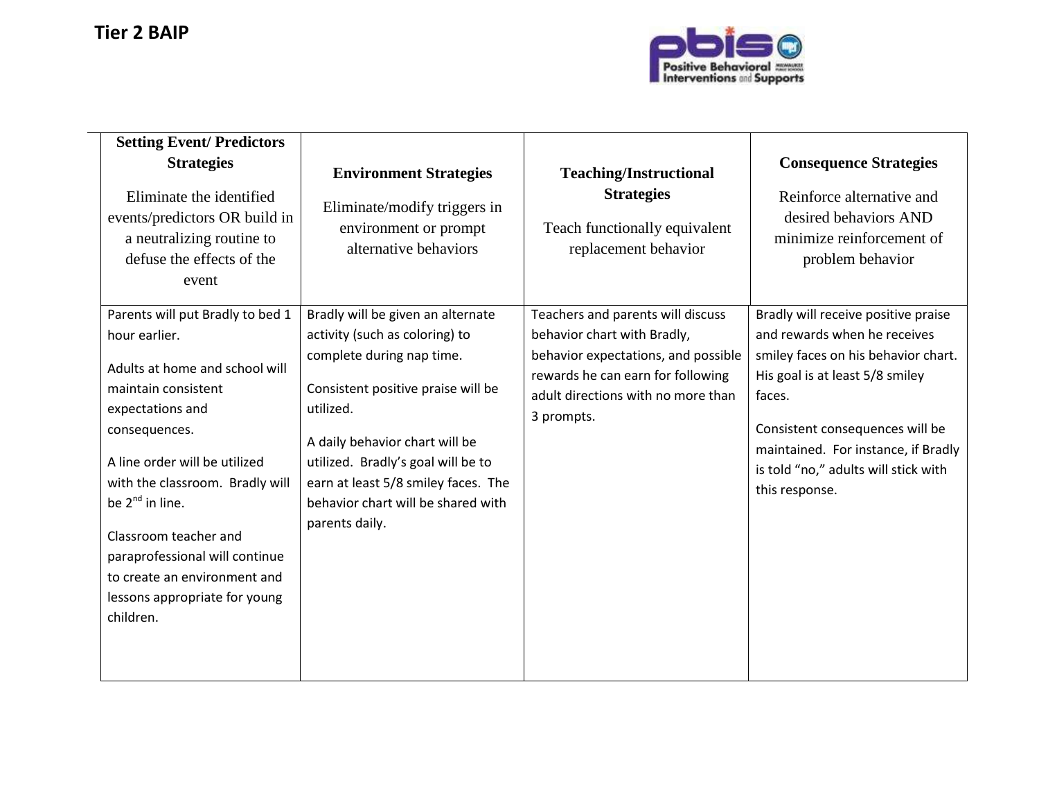# Tier 2 BAIP

| **Setting Event/ Predictors Strategies**<br><br>Eliminate the identified events/predictors OR build in a neutralizing routine to defuse the effects of the event | **Environment Strategies**<br><br>Eliminate/modify triggers in environment or prompt alternative behaviors | **Teaching/Instructional Strategies**<br><br>Teach functionally equivalent replacement behavior | **Consequence Strategies**<br><br>Reinforce alternative and desired behaviors AND minimize reinforcement of problem behavior |
|---|---|---|---|
| Parents will put Bradly to bed 1 hour earlier.<br><br>Adults at home and school will maintain consistent expectations and consequences.<br><br>A line order will be utilized with the classroom. Bradly will be 2nd in line.<br><br>Classroom teacher and paraprofessional will continue to create an environment and lessons appropriate for young children. | Bradly will be given an alternate activity (such as coloring) to complete during nap time.<br><br>Consistent positive praise will be utilized.<br><br>A daily behavior chart will be utilized. Bradly's goal will be to earn at least 5/8 smiley faces. The behavior chart will be shared with parents daily. | Teachers and parents will discuss behavior chart with Bradly, behavior expectations, and possible rewards he can earn for following adult directions with no more than 3 prompts. | Bradly will receive positive praise and rewards when he receives smiley faces on his behavior chart. His goal is at least 5/8 smiley faces.<br><br>Consistent consequences will be maintained. For instance, if Bradly is told "no," adults will stick with this response. |